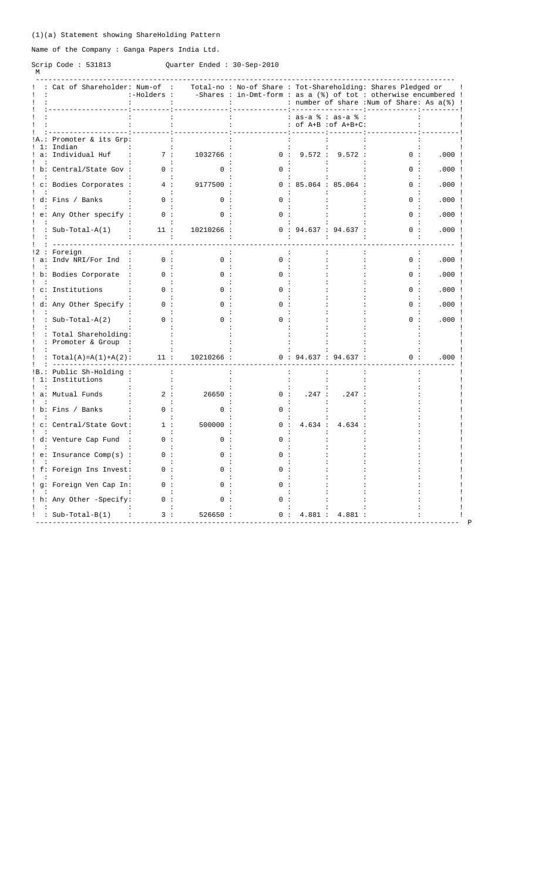(1)(a) Statement showing ShareHolding Pattern

Name of the Company : Ganga Papers India Ltd.

Scrip Code : 531813 Quarter Ended : 30-Sep-2010

M

| | Cat of Shareholder | Num-of -Holders | Total-no -Shares | No-of Share in-Dmt-form | Tot-Shareholding: as a (%) of tot number of share | | Shares Pledged or otherwise encumbered | |
|---|---|---|---|---|---|---|---|---|
| | | | | | as-a % of A+B | as-a % of A+B+C | Num of Share | As a(%) |
| A. | Promoter & its Grp | | | | | | | |
| 1 | Indian | | | | | | | |
| a | Individual Huf | 7 | 1032766 | 0 | 9.572 | 9.572 | 0 | .000 |
| b | Central/State Gov | 0 | 0 | 0 | | | 0 | .000 |
| c | Bodies Corporates | 4 | 9177500 | 0 | 85.064 | 85.064 | 0 | .000 |
| d | Fins / Banks | 0 | 0 | 0 | | | 0 | .000 |
| e | Any Other specify | 0 | 0 | 0 | | | 0 | .000 |
| | Sub-Total-A(1) | 11 | 10210266 | 0 | 94.637 | 94.637 | 0 | .000 |
| 2 | Foreign | | | | | | | |
| a | Indv NRI/For Ind | 0 | 0 | 0 | | | 0 | .000 |
| b | Bodies Corporate | 0 | 0 | 0 | | | 0 | .000 |
| c | Institutions | 0 | 0 | 0 | | | 0 | .000 |
| d | Any Other Specify | 0 | 0 | 0 | | | 0 | .000 |
| | Sub-Total-A(2) | 0 | 0 | 0 | | | 0 | .000 |
| | Total Shareholding: Promoter & Group | | | | | | | |
| | Total(A)=A(1)+A(2) | 11 | 10210266 | 0 | 94.637 | 94.637 | 0 | .000 |
| B. | Public Sh-Holding | | | | | | | |
| 1 | Institutions | | | | | | | |
| a | Mutual Funds | 2 | 26650 | 0 | .247 | .247 | | |
| b | Fins / Banks | 0 | 0 | 0 | | | | |
| c | Central/State Govt | 1 | 500000 | 0 | 4.634 | 4.634 | | |
| d | Venture Cap Fund | 0 | 0 | 0 | | | | |
| e | Insurance Comp(s) | 0 | 0 | 0 | | | | |
| f | Foreign Ins Invest | 0 | 0 | 0 | | | | |
| g | Foreign Ven Cap In | 0 | 0 | 0 | | | | |
| h | Any Other -Specify | 0 | 0 | 0 | | | | |
| | Sub-Total-B(1) | 3 | 526650 | 0 | 4.881 | 4.881 | | |

P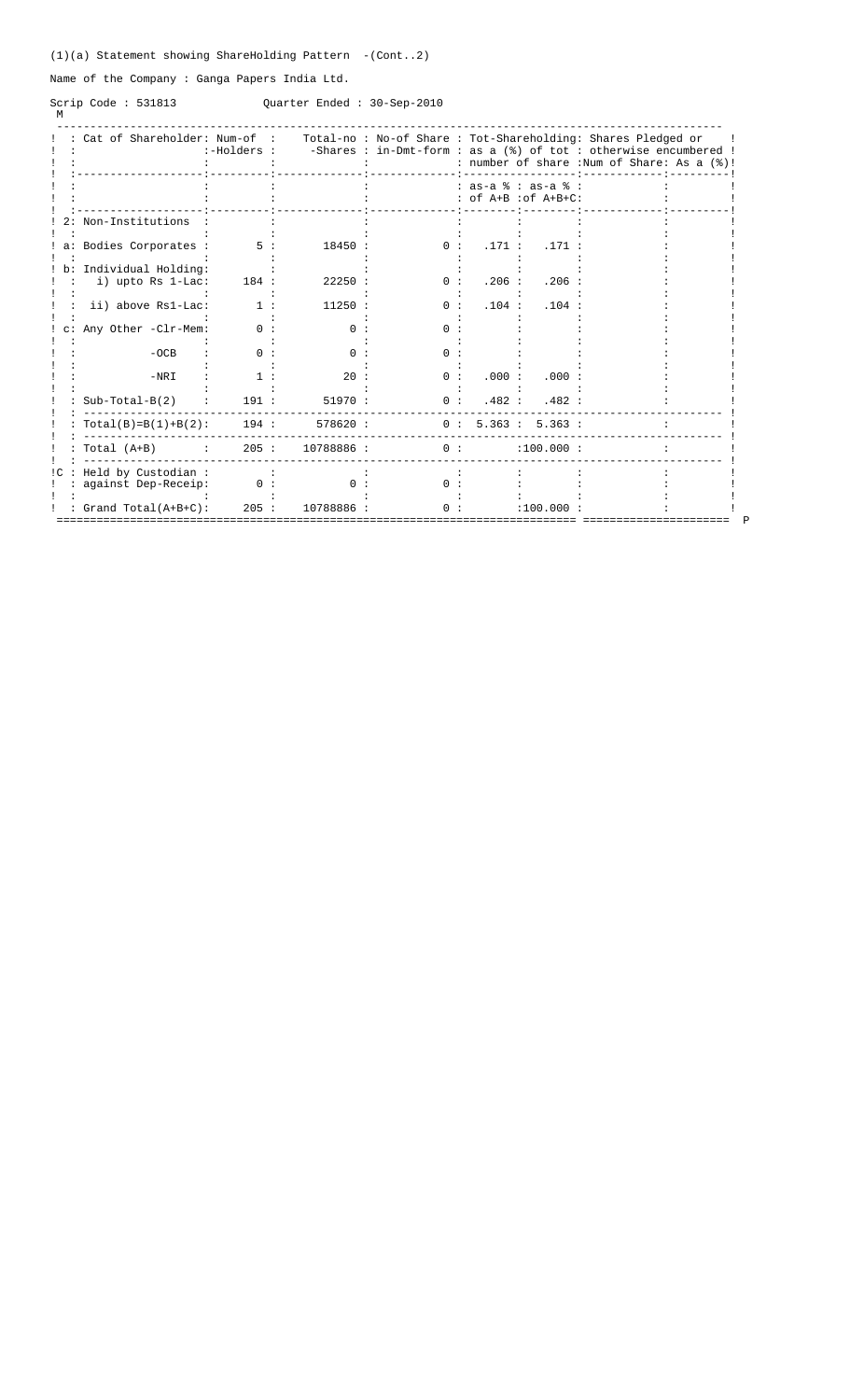(1)(a) Statement showing ShareHolding Pattern -(Cont..2)

Name of the Company : Ganga Papers India Ltd.

Scrip Code : 531813 Quarter Ended : 30-Sep-2010

| | Cat of Shareholder | Num-of -Holders | Total-no -Shares | No-of Share in-Dmt-form | Tot-Shareholding: as a (%) of tot number of share | | Shares Pledged or otherwise encumbered | |
|---|---|---|---|---|---|---|---|---|
| | | | | | as-a % of A+B | as-a % of A+B+C | Num of Share | As a (%) |
| 2 | Non-Institutions | | | | | | | |
| a | Bodies Corporates | 5 | 18450 | 0 | .171 | .171 | | |
| b | Individual Holding: | | | | | | | |
| | i) upto Rs 1-Lac | 184 | 22250 | 0 | .206 | .206 | | |
| | ii) above Rs1-Lac | 1 | 11250 | 0 | .104 | .104 | | |
| c | Any Other -Clr-Mem | 0 | 0 | 0 | | | | |
| | -OCB | 0 | 0 | 0 | | | | |
| | -NRI | 1 | 20 | 0 | .000 | .000 | | |
| | Sub-Total-B(2) | 191 | 51970 | 0 | .482 | .482 | | |
| | Total(B)=B(1)+B(2) | 194 | 578620 | 0 | 5.363 | 5.363 | | |
| | Total (A+B) | 205 | 10788886 | 0 | | 100.000 | | |
| C | Held by Custodian against Dep-Receip | 0 | 0 | 0 | | | | |
| | Grand Total(A+B+C) | 205 | 10788886 | 0 | | 100.000 | | |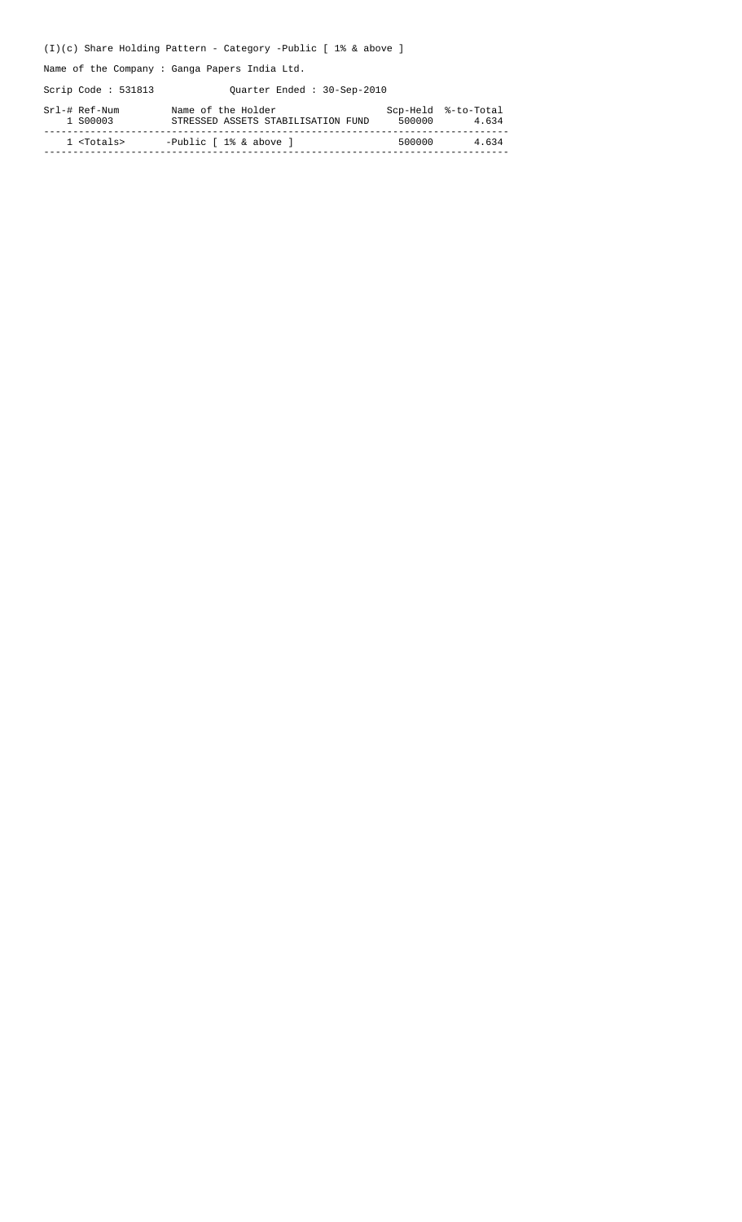(I)(c) Share Holding Pattern - Category -Public [ 1% & above ]

Name of the Company : Ganga Papers India Ltd.

Scrip Code : 531813 Quarter Ended : 30-Sep-2010

| Srl-# | Ref-Num | Name of the Holder | Scp-Held | %-to-Total |
|---|---|---|---|---|
| 1 | S00003 | STRESSED ASSETS STABILISATION FUND | 500000 | 4.634 |
| 1 | <Totals> | -Public [ 1% & above ] | 500000 | 4.634 |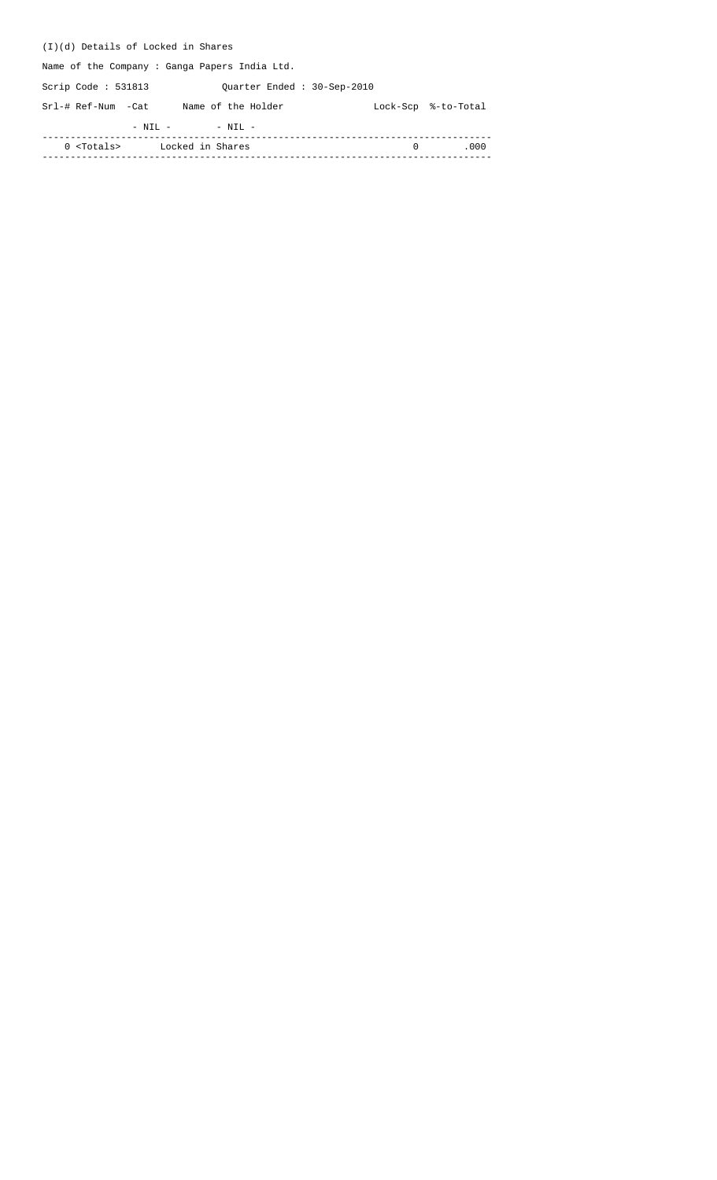(I)(d) Details of Locked in Shares

Name of the Company : Ganga Papers India Ltd.

Scrip Code : 531813 Quarter Ended : 30-Sep-2010

| Srl-# | Ref-Num | -Cat | Name of the Holder | Lock-Scp | %-to-Total |
|---|---|---|---|---|---|
| | | - NIL - | - NIL - | | |
| 0 | <Totals> | | Locked in Shares | 0 | .000 |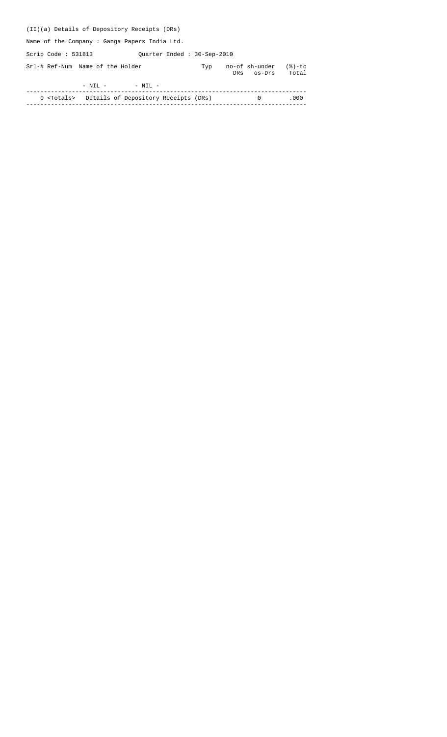(II)(a) Details of Depository Receipts (DRs)

Name of the Company : Ganga Papers India Ltd.

Scrip Code : 531813 Quarter Ended : 30-Sep-2010

| Srl-# | Ref-Num | Name of the Holder | Typ | no-of DRs | sh-under os-Drs | (%)-to Total |
|---|---|---|---|---|---|---|
| | - NIL - | - NIL - | | | | |
| 0 | <Totals> | Details of Depository Receipts (DRs) | | | 0 | .000 |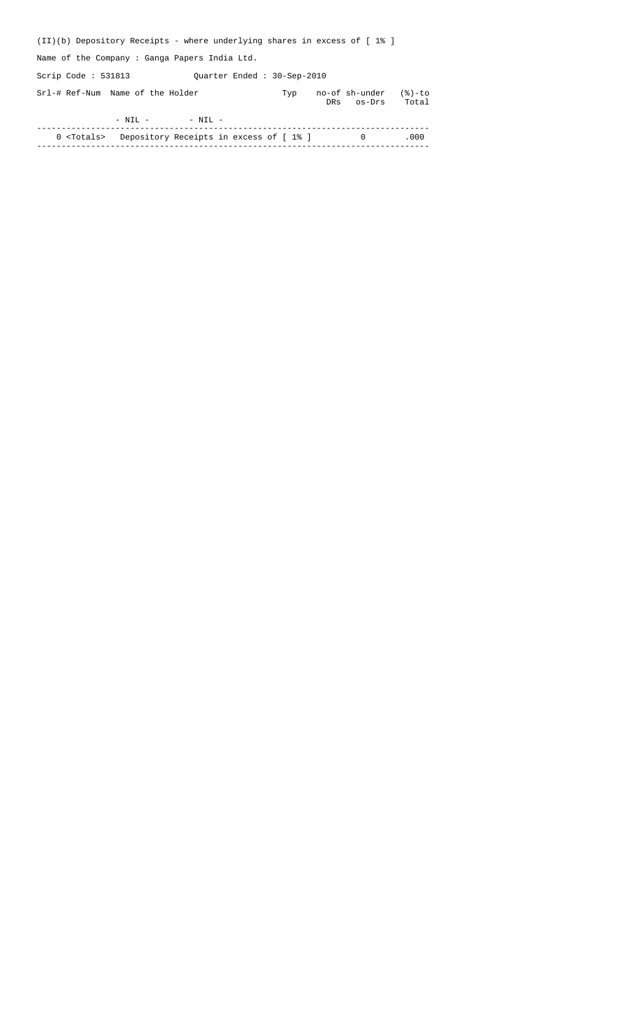(II)(b) Depository Receipts - where underlying shares in excess of [ 1% ]

Name of the Company : Ganga Papers India Ltd.

Scrip Code : 531813 Quarter Ended : 30-Sep-2010

| Srl-# | Ref-Num | Name of the Holder | Typ | no-of DRs | sh-under os-Drs | (%)-to Total |
|---|---|---|---|---|---|---|
| | - NIL - | - NIL - | | | | |
| 0 | <Totals> | Depository Receipts in excess of [ 1% ] | | | 0 | .000 |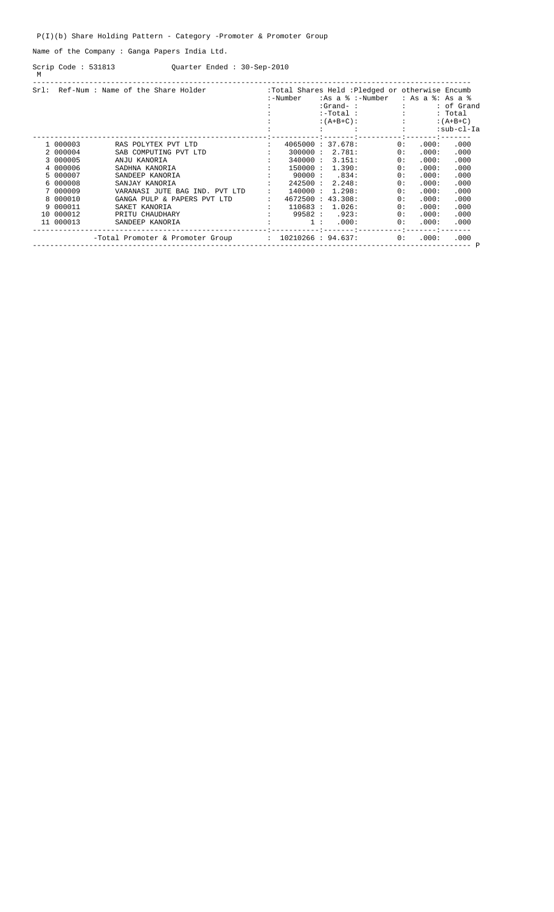P(I)(b) Share Holding Pattern - Category -Promoter & Promoter Group

Name of the Company : Ganga Papers India Ltd.

Scrip Code : 531813 Quarter Ended : 30-Sep-2010

| Srl: | Ref-Num | Name of the Share Holder | Total Shares Held -Number | As a % Grand-Total (A+B+C) | Pledged or otherwise Encumb -Number | As a % | As a % of Grand Total (A+B+C) sub-cl-Ia |
|---|---|---|---|---|---|---|---|
| 1 | 000003 | RAS POLYTEX PVT LTD | 4065000 | 37.678 | 0 | .000 | .000 |
| 2 | 000004 | SAB COMPUTING PVT LTD | 300000 | 2.781 | 0 | .000 | .000 |
| 3 | 000005 | ANJU KANORIA | 340000 | 3.151 | 0 | .000 | .000 |
| 4 | 000006 | SADHNA KANORIA | 150000 | 1.390 | 0 | .000 | .000 |
| 5 | 000007 | SANDEEP KANORIA | 90000 | .834 | 0 | .000 | .000 |
| 6 | 000008 | SANJAY KANORIA | 242500 | 2.248 | 0 | .000 | .000 |
| 7 | 000009 | VARANASI JUTE BAG IND. PVT LTD | 140000 | 1.298 | 0 | .000 | .000 |
| 8 | 000010 | GANGA PULP & PAPERS PVT LTD | 4672500 | 43.308 | 0 | .000 | .000 |
| 9 | 000011 | SAKET KANORIA | 110683 | 1.026 | 0 | .000 | .000 |
| 10 | 000012 | PRITU CHAUDHARY | 99582 | .923 | 0 | .000 | .000 |
| 11 | 000013 | SANDEEP KANORIA | 1 | .000 | 0 | .000 | .000 |
| | | -Total Promoter & Promoter Group | 10210266 | 94.637 | 0 | .000 | .000 |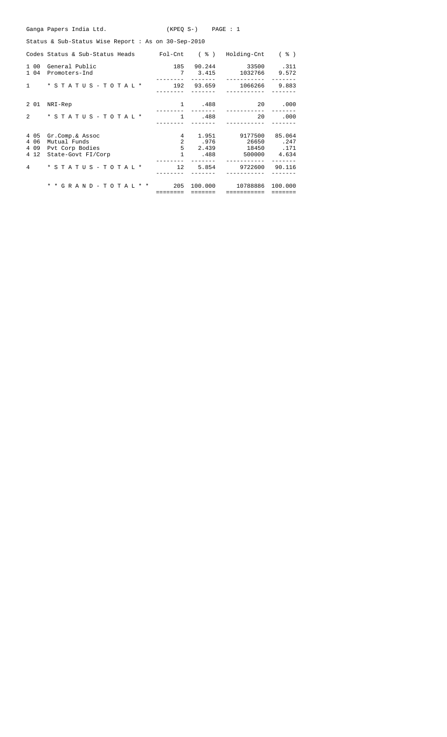Ganga Papers India Ltd. (KPEQ S-) PAGE : 1

Status & Sub-Status Wise Report : As on 30-Sep-2010

| Codes | Status & Sub-Status Heads | Fol-Cnt | ( % ) | Holding-Cnt | ( % ) |
|---|---|---|---|---|---|
| 1 00 | General Public | 185 | 90.244 | 33500 | .311 |
| 1 04 | Promoters-Ind | 7 | 3.415 | 1032766 | 9.572 |
| 1 | * S T A T U S - T O T A L * | 192 | 93.659 | 1066266 | 9.883 |
| 2 01 | NRI-Rep | 1 | .488 | 20 | .000 |
| 2 | * S T A T U S - T O T A L * | 1 | .488 | 20 | .000 |
| 4 05 | Gr.Comp.& Assoc | 4 | 1.951 | 9177500 | 85.064 |
| 4 06 | Mutual Funds | 2 | .976 | 26650 | .247 |
| 4 09 | Pvt Corp Bodies | 5 | 2.439 | 18450 | .171 |
| 4 12 | State-Govt FI/Corp | 1 | .488 | 500000 | 4.634 |
| 4 | * S T A T U S - T O T A L * | 12 | 5.854 | 9722600 | 90.116 |
| | * * G R A N D - T O T A L * * | 205 | 100.000 | 10788886 | 100.000 |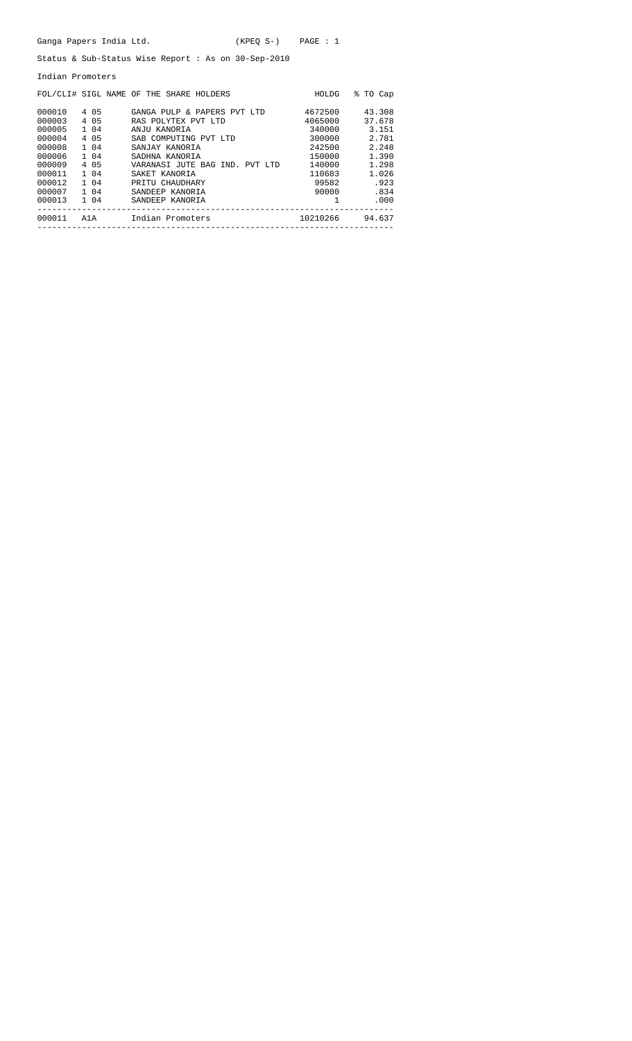Ganga Papers India Ltd. (KPEQ S-) PAGE : 1

Status & Sub-Status Wise Report : As on 30-Sep-2010

Indian Promoters

| FOL/CLI# | SIGL | NAME OF THE SHARE HOLDERS | HOLDG | % TO Cap |
|---|---|---|---|---|
| 000010 | 4 05 | GANGA PULP & PAPERS PVT LTD | 4672500 | 43.308 |
| 000003 | 4 05 | RAS POLYTEX PVT LTD | 4065000 | 37.678 |
| 000005 | 1 04 | ANJU KANORIA | 340000 | 3.151 |
| 000004 | 4 05 | SAB COMPUTING PVT LTD | 300000 | 2.781 |
| 000008 | 1 04 | SANJAY KANORIA | 242500 | 2.248 |
| 000006 | 1 04 | SADHNA KANORIA | 150000 | 1.390 |
| 000009 | 4 05 | VARANASI JUTE BAG IND. PVT LTD | 140000 | 1.298 |
| 000011 | 1 04 | SAKET KANORIA | 110683 | 1.026 |
| 000012 | 1 04 | PRITU CHAUDHARY | 99582 | .923 |
| 000007 | 1 04 | SANDEEP KANORIA | 90000 | .834 |
| 000013 | 1 04 | SANDEEP KANORIA | 1 | .000 |
| 000011 | A1A | Indian Promoters | 10210266 | 94.637 |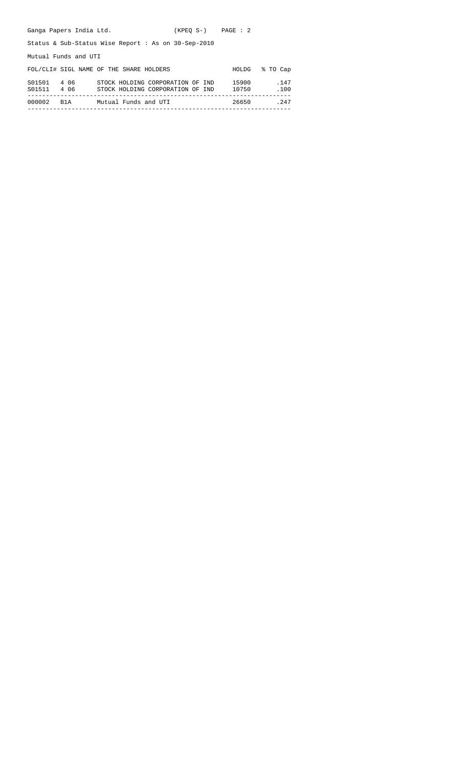Ganga Papers India Ltd. (KPEQ S-)

Status & Sub-Status Wise Report : As on 30-Sep-2010

Mutual Funds and UTI

| FOL/CLI# | SIGL | NAME OF THE SHARE HOLDERS | HOLDG | % TO Cap |
|---|---|---|---|---|
| S01501 | 4 06 | STOCK HOLDING CORPORATION OF IND | 15900 | .147 |
| S01511 | 4 06 | STOCK HOLDING CORPORATION OF IND | 10750 | .100 |
| 000002 | B1A | Mutual Funds and UTI | 26650 | .247 |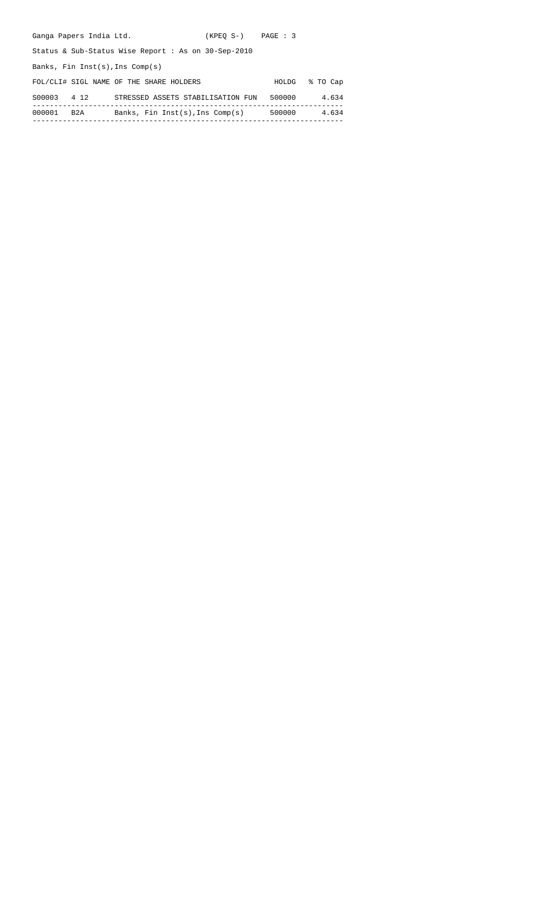Ganga Papers India Ltd. (KPEQ S-)

Status & Sub-Status Wise Report : As on 30-Sep-2010

Banks, Fin Inst(s),Ins Comp(s)

| FOL/CLI# | SIGL | NAME OF THE SHARE HOLDERS | HOLDG | % TO Cap |
|---|---|---|---|---|
| S00003 | 4 12 | STRESSED ASSETS STABILISATION FUN | 500000 | 4.634 |
| 000001 | B2A | Banks, Fin Inst(s),Ins Comp(s) | 500000 | 4.634 |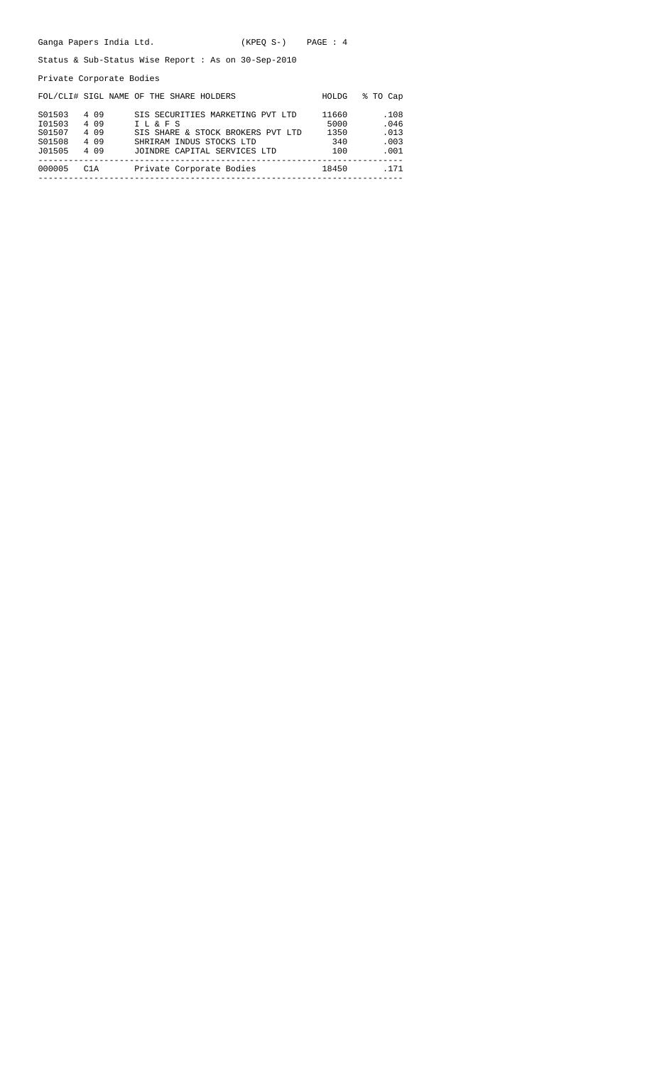Ganga Papers India Ltd. (KPEQ S-)

Status & Sub-Status Wise Report : As on 30-Sep-2010

Private Corporate Bodies

| FOL/CLI# | SIGL | NAME OF THE SHARE HOLDERS | HOLDG | % TO Cap |
|---|---|---|---|---|
| S01503 | 4 09 | SIS SECURITIES MARKETING PVT LTD | 11660 | .108 |
| I01503 | 4 09 | I L & F S | 5000 | .046 |
| S01507 | 4 09 | SIS SHARE & STOCK BROKERS PVT LTD | 1350 | .013 |
| S01508 | 4 09 | SHRIRAM INDUS STOCKS LTD | 340 | .003 |
| J01505 | 4 09 | JOINDRE CAPITAL SERVICES LTD | 100 | .001 |
| 000005 | C1A | Private Corporate Bodies | 18450 | .171 |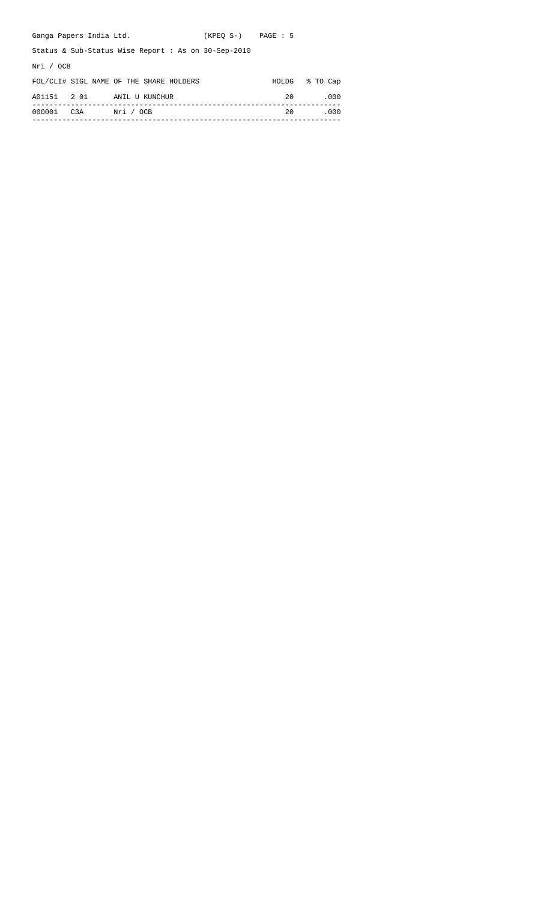Ganga Papers India Ltd. (KPEQ S-)

Status & Sub-Status Wise Report : As on 30-Sep-2010

Nri / OCB

| FOL/CLI# | SIGL | NAME OF THE SHARE HOLDERS | HOLDG | % TO Cap |
|---|---|---|---|---|
| A01151 | 2 01 | ANIL U KUNCHUR | 20 | .000 |
| 000001 | C3A | Nri / OCB | 20 | .000 |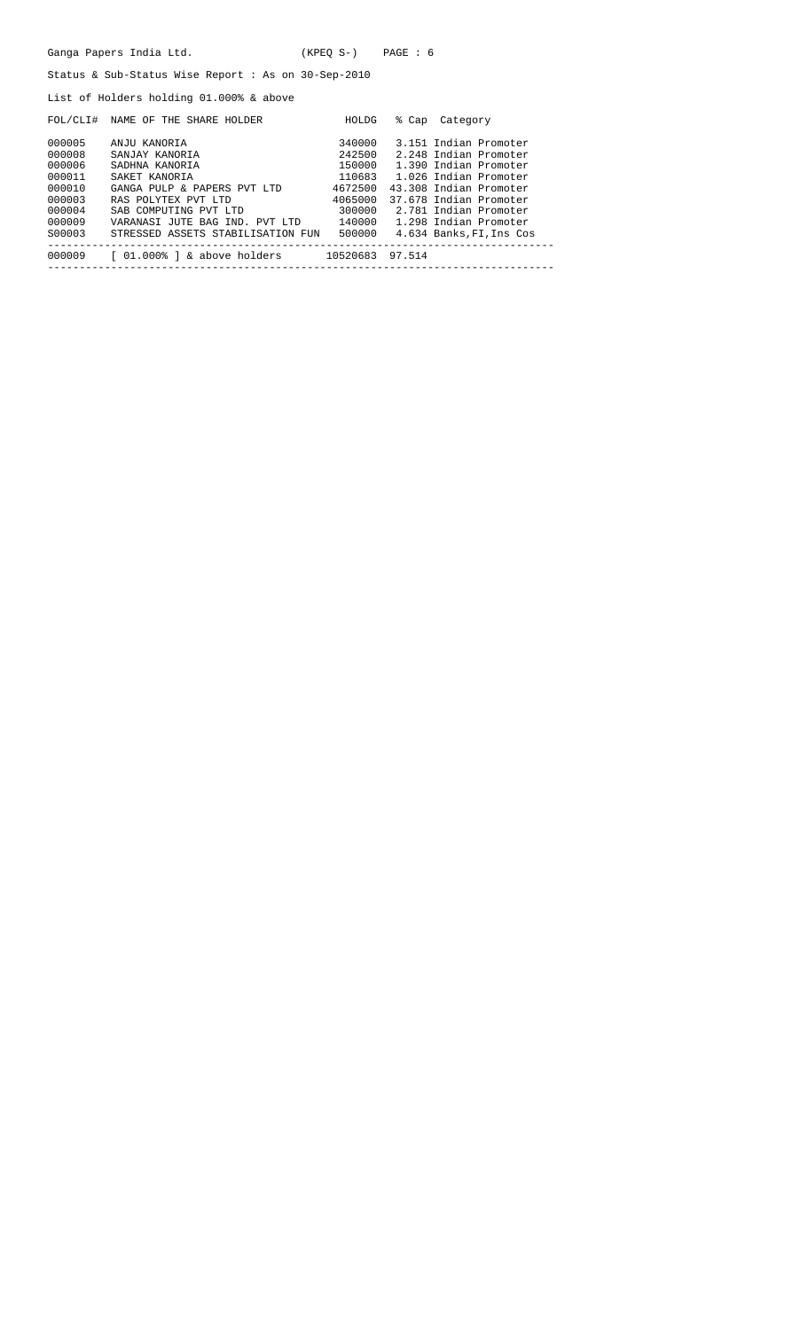Ganga Papers India Ltd. (KPEQ S-)

Status & Sub-Status Wise Report : As on 30-Sep-2010

List of Holders holding 01.000% & above

| FOL/CLI# | NAME OF THE SHARE HOLDER | HOLDG | % Cap | Category |
|---|---|---|---|---|
| 000005 | ANJU KANORIA | 340000 | 3.151 | Indian Promoter |
| 000008 | SANJAY KANORIA | 242500 | 2.248 | Indian Promoter |
| 000006 | SADHNA KANORIA | 150000 | 1.390 | Indian Promoter |
| 000011 | SAKET KANORIA | 110683 | 1.026 | Indian Promoter |
| 000010 | GANGA PULP & PAPERS PVT LTD | 4672500 | 43.308 | Indian Promoter |
| 000003 | RAS POLYTEX PVT LTD | 4065000 | 37.678 | Indian Promoter |
| 000004 | SAB COMPUTING PVT LTD | 300000 | 2.781 | Indian Promoter |
| 000009 | VARANASI JUTE BAG IND. PVT LTD | 140000 | 1.298 | Indian Promoter |
| S00003 | STRESSED ASSETS STABILISATION FUN | 500000 | 4.634 | Banks,FI,Ins Cos |
| 000009 | [ 01.000% ] & above holders | 10520683 | 97.514 | |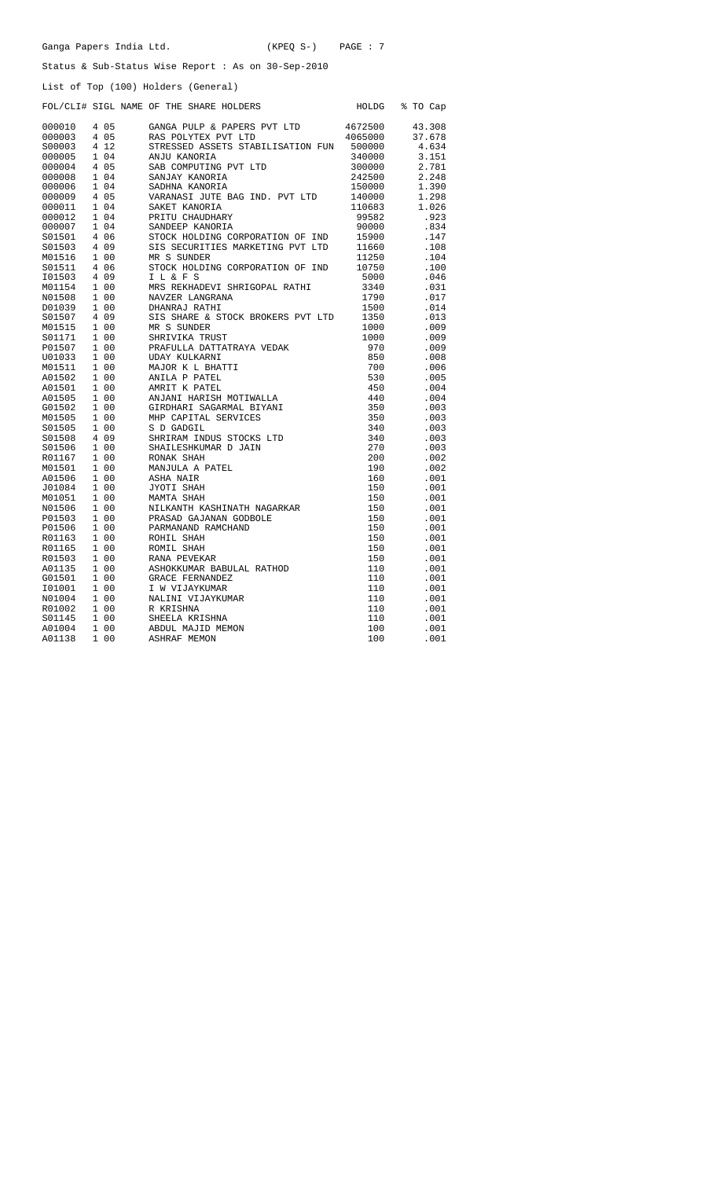Ganga Papers India Ltd. (KPEQ S-)

Status & Sub-Status Wise Report : As on 30-Sep-2010

List of Top (100) Holders (General)

| FOL/CLI# | SIGL | NAME OF THE SHARE HOLDERS | HOLDG | % TO Cap |
|---|---|---|---|---|
| 000010 | 4 05 | GANGA PULP & PAPERS PVT LTD | 4672500 | 43.308 |
| 000003 | 4 05 | RAS POLYTEX PVT LTD | 4065000 | 37.678 |
| S00003 | 4 12 | STRESSED ASSETS STABILISATION FUN | 500000 | 4.634 |
| 000005 | 1 04 | ANJU KANORIA | 340000 | 3.151 |
| 000004 | 4 05 | SAB COMPUTING PVT LTD | 300000 | 2.781 |
| 000008 | 1 04 | SANJAY KANORIA | 242500 | 2.248 |
| 000006 | 1 04 | SADHNA KANORIA | 150000 | 1.390 |
| 000009 | 4 05 | VARANASI JUTE BAG IND. PVT LTD | 140000 | 1.298 |
| 000011 | 1 04 | SAKET KANORIA | 110683 | 1.026 |
| 000012 | 1 04 | PRITU CHAUDHARY | 99582 | .923 |
| 000007 | 1 04 | SANDEEP KANORIA | 90000 | .834 |
| S01501 | 4 06 | STOCK HOLDING CORPORATION OF IND | 15900 | .147 |
| S01503 | 4 09 | SIS SECURITIES MARKETING PVT LTD | 11660 | .108 |
| M01516 | 1 00 | MR S SUNDER | 11250 | .104 |
| S01511 | 4 06 | STOCK HOLDING CORPORATION OF IND | 10750 | .100 |
| I01503 | 4 09 | I L & F S | 5000 | .046 |
| M01154 | 1 00 | MRS REKHADEVI SHRIGOPAL RATHI | 3340 | .031 |
| N01508 | 1 00 | NAVZER LANGRANA | 1790 | .017 |
| D01039 | 1 00 | DHANRAJ RATHI | 1500 | .014 |
| S01507 | 4 09 | SIS SHARE & STOCK BROKERS PVT LTD | 1350 | .013 |
| M01515 | 1 00 | MR S SUNDER | 1000 | .009 |
| S01171 | 1 00 | SHRIVIKA TRUST | 1000 | .009 |
| P01507 | 1 00 | PRAFULLA DATTATRAYA VEDAK | 970 | .009 |
| U01033 | 1 00 | UDAY KULKARNI | 850 | .008 |
| M01511 | 1 00 | MAJOR K L BHATTI | 700 | .006 |
| A01502 | 1 00 | ANILA P PATEL | 530 | .005 |
| A01501 | 1 00 | AMRIT K PATEL | 450 | .004 |
| A01505 | 1 00 | ANJANI HARISH MOTIWALLA | 440 | .004 |
| G01502 | 1 00 | GIRDHARI SAGARMAL BIYANI | 350 | .003 |
| M01505 | 1 00 | MHP CAPITAL SERVICES | 350 | .003 |
| S01505 | 1 00 | S D GADGIL | 340 | .003 |
| S01508 | 4 09 | SHRIRAM INDUS STOCKS LTD | 340 | .003 |
| S01506 | 1 00 | SHAILESHKUMAR D JAIN | 270 | .003 |
| R01167 | 1 00 | RONAK SHAH | 200 | .002 |
| M01501 | 1 00 | MANJULA A PATEL | 190 | .002 |
| A01506 | 1 00 | ASHA NAIR | 160 | .001 |
| J01084 | 1 00 | JYOTI SHAH | 150 | .001 |
| M01051 | 1 00 | MAMTA SHAH | 150 | .001 |
| N01506 | 1 00 | NILKANTH KASHINATH NAGARKAR | 150 | .001 |
| P01503 | 1 00 | PRASAD GAJANAN GODBOLE | 150 | .001 |
| P01506 | 1 00 | PARMANAND RAMCHAND | 150 | .001 |
| R01163 | 1 00 | ROHIL SHAH | 150 | .001 |
| R01165 | 1 00 | ROMIL SHAH | 150 | .001 |
| R01503 | 1 00 | RANA PEVEKAR | 150 | .001 |
| A01135 | 1 00 | ASHOKKUMAR BABULAL RATHOD | 110 | .001 |
| G01501 | 1 00 | GRACE FERNANDEZ | 110 | .001 |
| I01001 | 1 00 | I W VIJAYKUMAR | 110 | .001 |
| N01004 | 1 00 | NALINI VIJAYKUMAR | 110 | .001 |
| R01002 | 1 00 | R KRISHNA | 110 | .001 |
| S01145 | 1 00 | SHEELA KRISHNA | 110 | .001 |
| A01004 | 1 00 | ABDUL MAJID MEMON | 100 | .001 |
| A01138 | 1 00 | ASHRAF MEMON | 100 | .001 |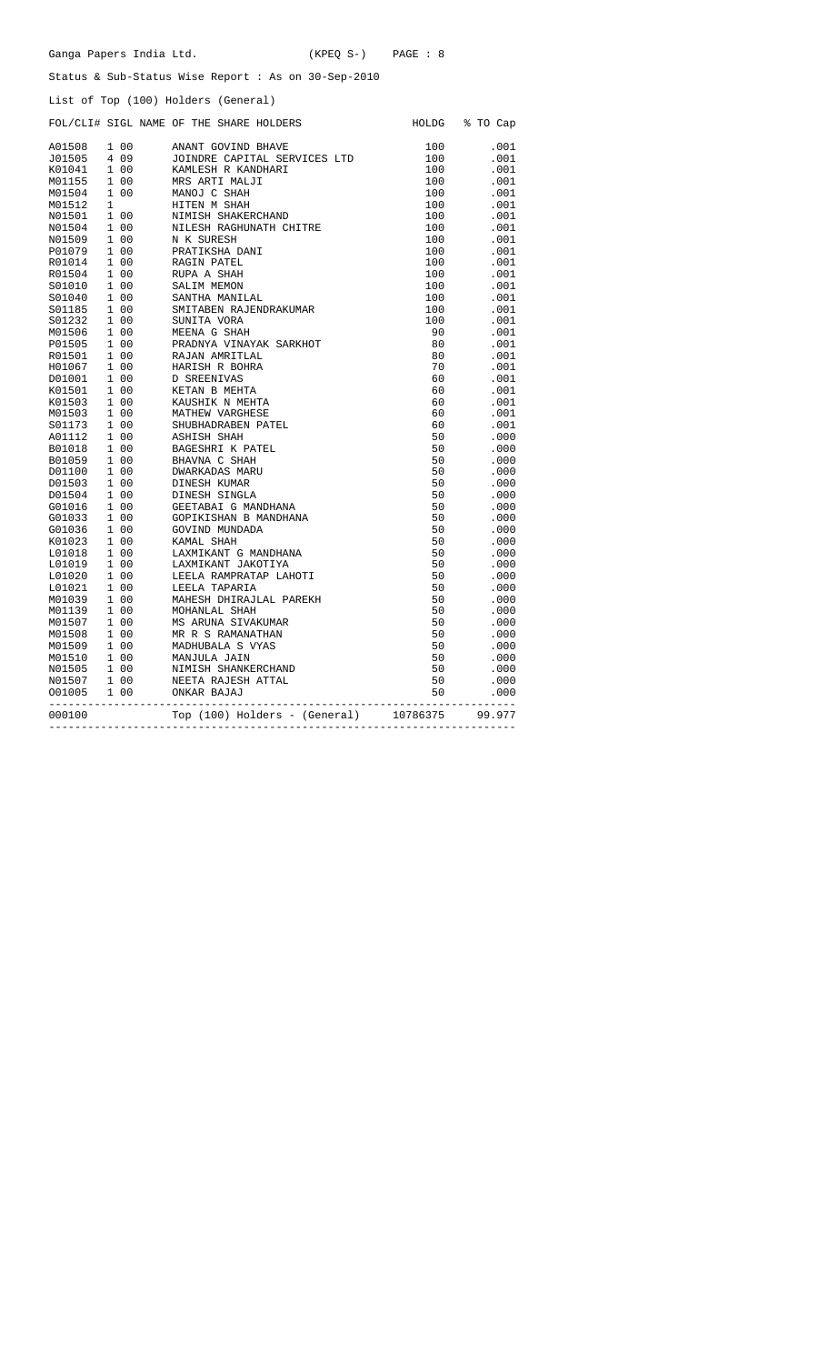Ganga Papers India Ltd. (KPEQ S-)

Status & Sub-Status Wise Report : As on 30-Sep-2010

List of Top (100) Holders (General)

| FOL/CLI# | SIGL | NAME OF THE SHARE HOLDERS | HOLDG | % TO Cap |
|---|---|---|---|---|
| A01508 | 1 00 | ANANT GOVIND BHAVE | 100 | .001 |
| J01505 | 4 09 | JOINDRE CAPITAL SERVICES LTD | 100 | .001 |
| K01041 | 1 00 | KAMLESH R KANDHARI | 100 | .001 |
| M01155 | 1 00 | MRS ARTI MALJI | 100 | .001 |
| M01504 | 1 00 | MANOJ C SHAH | 100 | .001 |
| M01512 | 1 | HITEN M SHAH | 100 | .001 |
| N01501 | 1 00 | NIMISH SHAKERCHAND | 100 | .001 |
| N01504 | 1 00 | NILESH RAGHUNATH CHITRE | 100 | .001 |
| N01509 | 1 00 | N K SURESH | 100 | .001 |
| P01079 | 1 00 | PRATIKSHA DANI | 100 | .001 |
| R01014 | 1 00 | RAGIN PATEL | 100 | .001 |
| R01504 | 1 00 | RUPA A SHAH | 100 | .001 |
| S01010 | 1 00 | SALIM MEMON | 100 | .001 |
| S01040 | 1 00 | SANTHA MANILAL | 100 | .001 |
| S01185 | 1 00 | SMITABEN RAJENDRAKUMAR | 100 | .001 |
| S01232 | 1 00 | SUNITA VORA | 100 | .001 |
| M01506 | 1 00 | MEENA G SHAH | 90 | .001 |
| P01505 | 1 00 | PRADNYA VINAYAK SARKHOT | 80 | .001 |
| R01501 | 1 00 | RAJAN AMRITLAL | 80 | .001 |
| H01067 | 1 00 | HARISH R BOHRA | 70 | .001 |
| D01001 | 1 00 | D SREENIVAS | 60 | .001 |
| K01501 | 1 00 | KETAN B MEHTA | 60 | .001 |
| K01503 | 1 00 | KAUSHIK N MEHTA | 60 | .001 |
| M01503 | 1 00 | MATHEW VARGHESE | 60 | .001 |
| S01173 | 1 00 | SHUBHADRABEN PATEL | 60 | .001 |
| A01112 | 1 00 | ASHISH SHAH | 50 | .000 |
| B01018 | 1 00 | BAGESHRI K PATEL | 50 | .000 |
| B01059 | 1 00 | BHAVNA C SHAH | 50 | .000 |
| D01100 | 1 00 | DWARKADAS MARU | 50 | .000 |
| D01503 | 1 00 | DINESH KUMAR | 50 | .000 |
| D01504 | 1 00 | DINESH SINGLA | 50 | .000 |
| G01016 | 1 00 | GEETABAI G MANDHANA | 50 | .000 |
| G01033 | 1 00 | GOPIKISHAN B MANDHANA | 50 | .000 |
| G01036 | 1 00 | GOVIND MUNDADA | 50 | .000 |
| K01023 | 1 00 | KAMAL SHAH | 50 | .000 |
| L01018 | 1 00 | LAXMIKANT G MANDHANA | 50 | .000 |
| L01019 | 1 00 | LAXMIKANT JAKOTIYA | 50 | .000 |
| L01020 | 1 00 | LEELA RAMPRATAP LAHOTI | 50 | .000 |
| L01021 | 1 00 | LEELA TAPARIA | 50 | .000 |
| M01039 | 1 00 | MAHESH DHIRAJLAL PAREKH | 50 | .000 |
| M01139 | 1 00 | MOHANLAL SHAH | 50 | .000 |
| M01507 | 1 00 | MS ARUNA SIVAKUMAR | 50 | .000 |
| M01508 | 1 00 | MR R S RAMANATHAN | 50 | .000 |
| M01509 | 1 00 | MADHUBALA S VYAS | 50 | .000 |
| M01510 | 1 00 | MANJULA JAIN | 50 | .000 |
| N01505 | 1 00 | NIMISH SHANKERCHAND | 50 | .000 |
| N01507 | 1 00 | NEETA RAJESH ATTAL | 50 | .000 |
| O01005 | 1 00 | ONKAR BAJAJ | 50 | .000 |
| 000100 | | Top (100) Holders - (General) | 10786375 | 99.977 |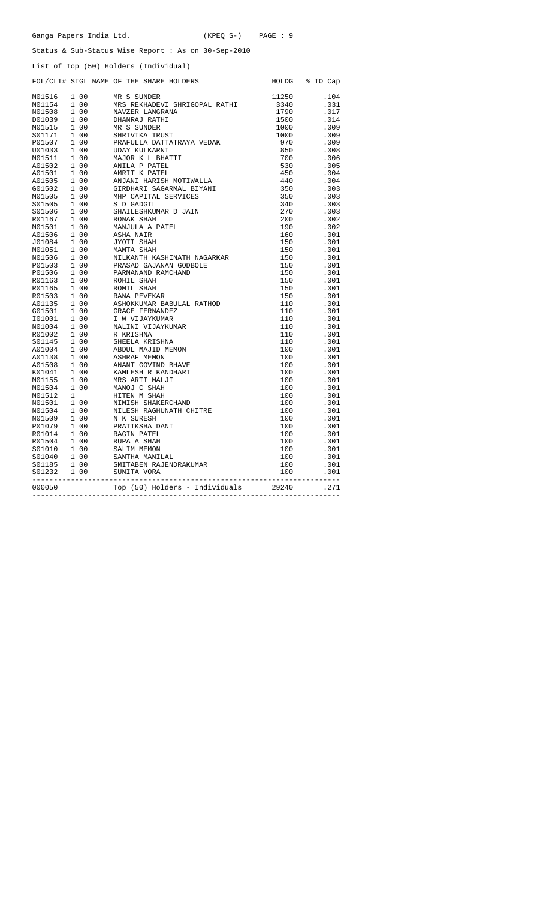Ganga Papers India Ltd. (KPEQ S-) PAGE : 9

Status & Sub-Status Wise Report : As on 30-Sep-2010

List of Top (50) Holders (Individual)

| FOL/CLI# | SIGL | NAME OF THE SHARE HOLDERS | HOLDG | % TO Cap |
|---|---|---|---|---|
| M01516 | 1 00 | MR S SUNDER | 11250 | .104 |
| M01154 | 1 00 | MRS REKHADEVI SHRIGOPAL RATHI | 3340 | .031 |
| N01508 | 1 00 | NAVZER LANGRANA | 1790 | .017 |
| D01039 | 1 00 | DHANRAJ RATHI | 1500 | .014 |
| M01515 | 1 00 | MR S SUNDER | 1000 | .009 |
| S01171 | 1 00 | SHRIVIKA TRUST | 1000 | .009 |
| P01507 | 1 00 | PRAFULLA DATTATRAYA VEDAK | 970 | .009 |
| U01033 | 1 00 | UDAY KULKARNI | 850 | .008 |
| M01511 | 1 00 | MAJOR K L BHATTI | 700 | .006 |
| A01502 | 1 00 | ANILA P PATEL | 530 | .005 |
| A01501 | 1 00 | AMRIT K PATEL | 450 | .004 |
| A01505 | 1 00 | ANJANI HARISH MOTIWALLA | 440 | .004 |
| G01502 | 1 00 | GIRDHARI SAGARMAL BIYANI | 350 | .003 |
| M01505 | 1 00 | MHP CAPITAL SERVICES | 350 | .003 |
| S01505 | 1 00 | S D GADGIL | 340 | .003 |
| S01506 | 1 00 | SHAILESHKUMAR D JAIN | 270 | .003 |
| R01167 | 1 00 | RONAK SHAH | 200 | .002 |
| M01501 | 1 00 | MANJULA A PATEL | 190 | .002 |
| A01506 | 1 00 | ASHA NAIR | 160 | .001 |
| J01084 | 1 00 | JYOTI SHAH | 150 | .001 |
| M01051 | 1 00 | MAMTA SHAH | 150 | .001 |
| N01506 | 1 00 | NILKANTH KASHINATH NAGARKAR | 150 | .001 |
| P01503 | 1 00 | PRASAD GAJANAN GODBOLE | 150 | .001 |
| P01506 | 1 00 | PARMANAND RAMCHAND | 150 | .001 |
| R01163 | 1 00 | ROHIL SHAH | 150 | .001 |
| R01165 | 1 00 | ROMIL SHAH | 150 | .001 |
| R01503 | 1 00 | RANA PEVEKAR | 150 | .001 |
| A01135 | 1 00 | ASHOKKUMAR BABULAL RATHOD | 110 | .001 |
| G01501 | 1 00 | GRACE FERNANDEZ | 110 | .001 |
| I01001 | 1 00 | I W VIJAYKUMAR | 110 | .001 |
| N01004 | 1 00 | NALINI VIJAYKUMAR | 110 | .001 |
| R01002 | 1 00 | R KRISHNA | 110 | .001 |
| S01145 | 1 00 | SHEELA KRISHNA | 110 | .001 |
| A01004 | 1 00 | ABDUL MAJID MEMON | 100 | .001 |
| A01138 | 1 00 | ASHRAF MEMON | 100 | .001 |
| A01508 | 1 00 | ANANT GOVIND BHAVE | 100 | .001 |
| K01041 | 1 00 | KAMLESH R KANDHARI | 100 | .001 |
| M01155 | 1 00 | MRS ARTI MALJI | 100 | .001 |
| M01504 | 1 00 | MANOJ C SHAH | 100 | .001 |
| M01512 | 1 | HITEN M SHAH | 100 | .001 |
| N01501 | 1 00 | NIMISH SHAKERCHAND | 100 | .001 |
| N01504 | 1 00 | NILESH RAGHUNATH CHITRE | 100 | .001 |
| N01509 | 1 00 | N K SURESH | 100 | .001 |
| P01079 | 1 00 | PRATIKSHA DANI | 100 | .001 |
| R01014 | 1 00 | RAGIN PATEL | 100 | .001 |
| R01504 | 1 00 | RUPA A SHAH | 100 | .001 |
| S01010 | 1 00 | SALIM MEMON | 100 | .001 |
| S01040 | 1 00 | SANTHA MANILAL | 100 | .001 |
| S01185 | 1 00 | SMITABEN RAJENDRAKUMAR | 100 | .001 |
| S01232 | 1 00 | SUNITA VORA | 100 | .001 |
| 000050 | | Top (50) Holders - Individuals | 29240 | .271 |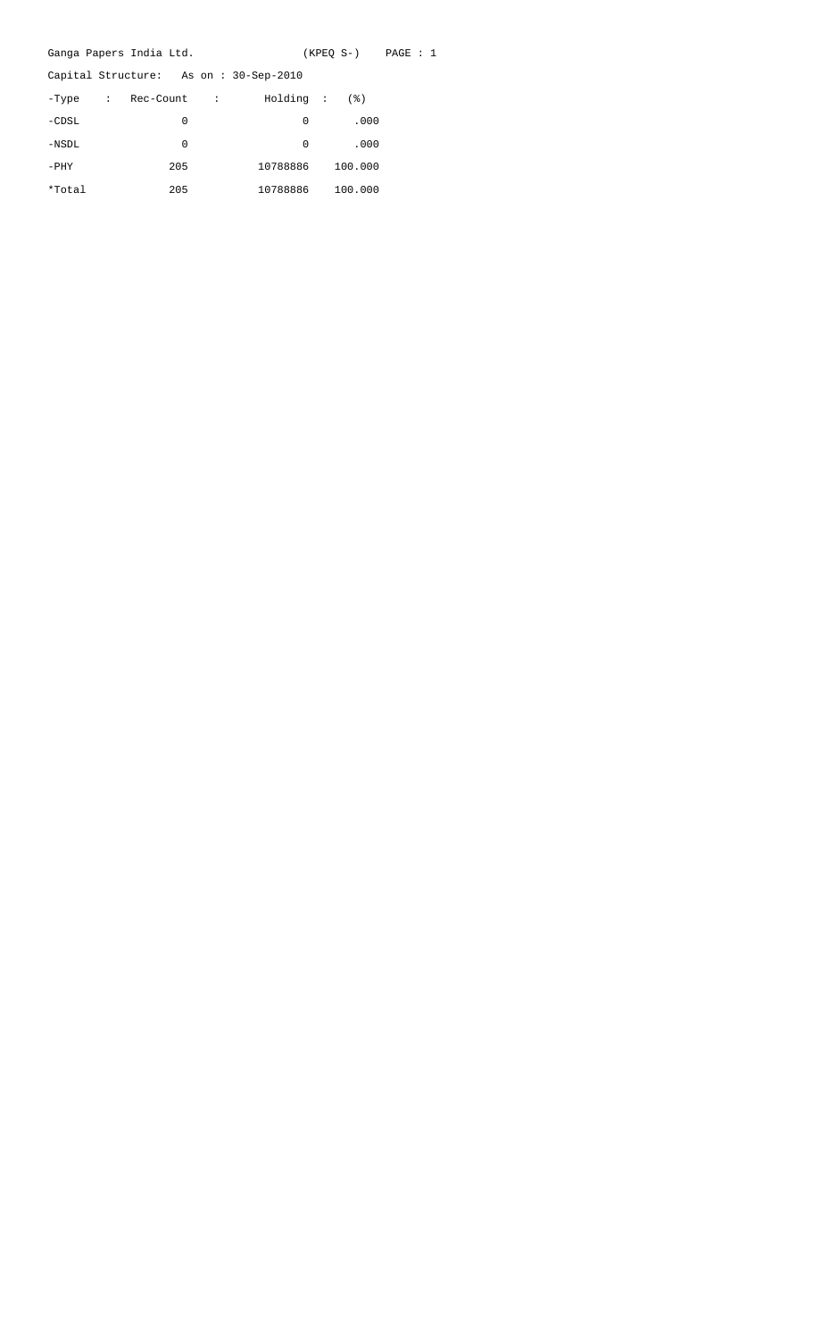Ganga Papers India Ltd. (KPEQ S-) PAGE : 1

Capital Structure: As on : 30-Sep-2010

| -Type : | Rec-Count : | Holding : | (%) |
|---|---|---|---|
| -CDSL | 0 | 0 | .000 |
| -NSDL | 0 | 0 | .000 |
| -PHY | 205 | 10788886 | 100.000 |
| *Total | 205 | 10788886 | 100.000 |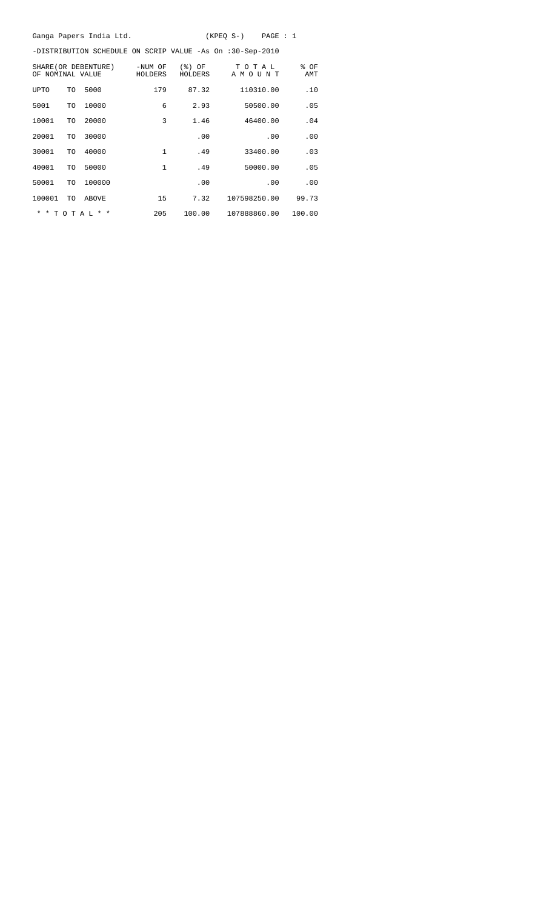Ganga Papers India Ltd. (KPEQ S-) PAGE : 1

-DISTRIBUTION SCHEDULE ON SCRIP VALUE -As On :30-Sep-2010

| SHARE(OR DEBENTURE) OF NOMINAL VALUE | | | -NUM OF HOLDERS | (%) OF HOLDERS | T O T A L A M O U N T | % OF AMT |
|---|---|---|---|---|---|---|
| UPTO | TO | 5000 | 179 | 87.32 | 110310.00 | .10 |
| 5001 | TO | 10000 | 6 | 2.93 | 50500.00 | .05 |
| 10001 | TO | 20000 | 3 | 1.46 | 46400.00 | .04 |
| 20001 | TO | 30000 | | .00 | .00 | .00 |
| 30001 | TO | 40000 | 1 | .49 | 33400.00 | .03 |
| 40001 | TO | 50000 | 1 | .49 | 50000.00 | .05 |
| 50001 | TO | 100000 | | .00 | .00 | .00 |
| 100001 | TO | ABOVE | 15 | 7.32 | 107598250.00 | 99.73 |
| * * T O T A L * * | | | 205 | 100.00 | 107888860.00 | 100.00 |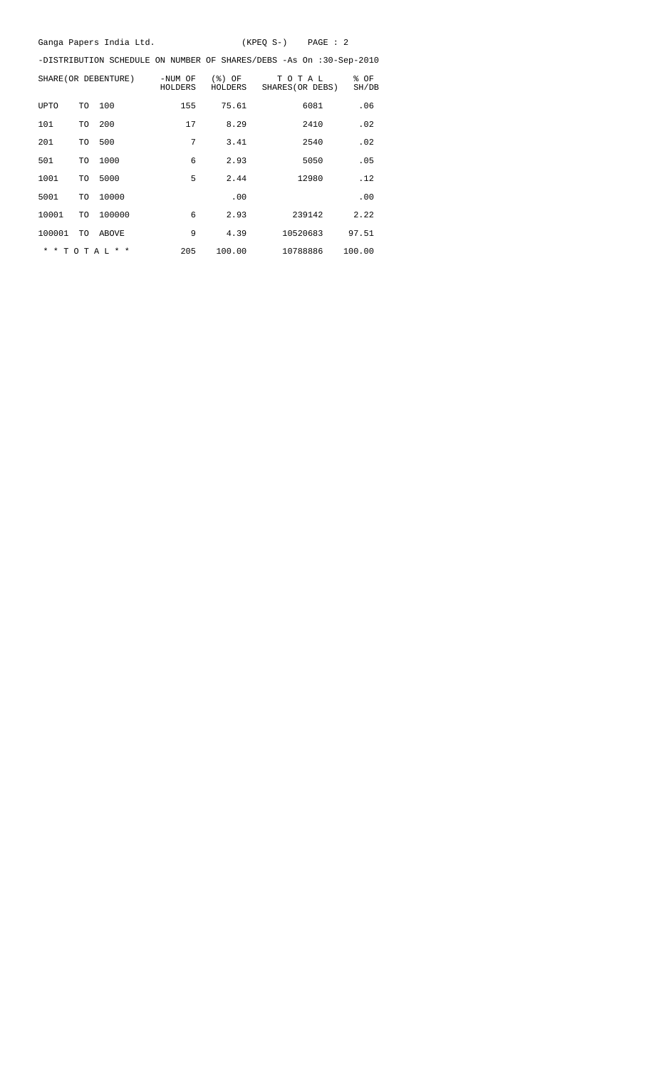Ganga Papers India Ltd. (KPEQ S-) PAGE : 2

-DISTRIBUTION SCHEDULE ON NUMBER OF SHARES/DEBS -As On :30-Sep-2010

| SHARE(OR DEBENTURE) | | | -NUM OF HOLDERS | (%) OF HOLDERS | T O T A L SHARES(OR DEBS) | % OF SH/DB |
|---|---|---|---|---|---|---|
| UPTO | TO | 100 | 155 | 75.61 | 6081 | .06 |
| 101 | TO | 200 | 17 | 8.29 | 2410 | .02 |
| 201 | TO | 500 | 7 | 3.41 | 2540 | .02 |
| 501 | TO | 1000 | 6 | 2.93 | 5050 | .05 |
| 1001 | TO | 5000 | 5 | 2.44 | 12980 | .12 |
| 5001 | TO | 10000 | | .00 | | .00 |
| 10001 | TO | 100000 | 6 | 2.93 | 239142 | 2.22 |
| 100001 | TO | ABOVE | 9 | 4.39 | 10520683 | 97.51 |
| * * T O T A L * * | | | 205 | 100.00 | 10788886 | 100.00 |